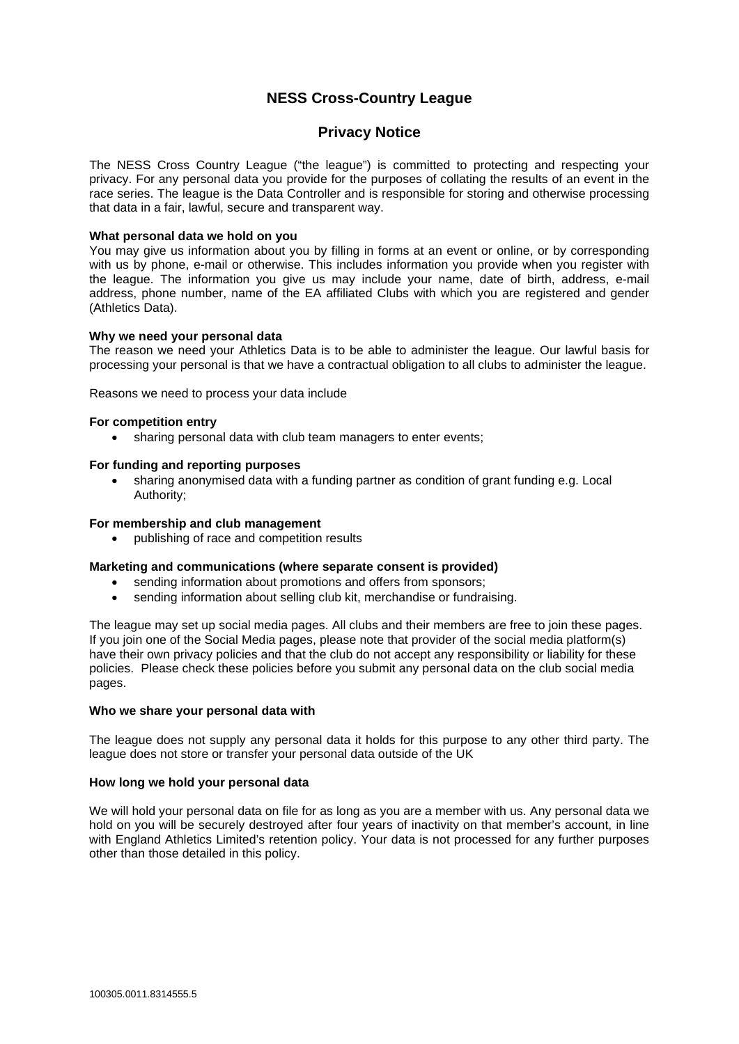# NESS Cross-Country League

## Privacy Notice

The NESS Cross Country League ("the league") is committed to protecting and respecting your privacy. For any personal data you provide for the purposes of collating the results of an event in the race series. The league is the Data Controller and is responsible for storing and otherwise processing that data in a fair, lawful, secure and transparent way.

**What personal data we hold on you**

You may give us information about you by filling in forms at an event or online, or by corresponding with us by phone, e-mail or otherwise. This includes information you provide when you register with the league. The information you give us may include your name, date of birth, address, e-mail address, phone number, name of the EA affiliated Clubs with which you are registered and gender (Athletics Data).

**Why we need your personal data**

The reason we need your Athletics Data is to be able to administer the league. Our lawful basis for processing your personal is that we have a contractual obligation to all clubs to administer the league.

Reasons we need to process your data include

**For competition entry**

- sharing personal data with club team managers to enter events;

**For funding and reporting purposes**

- sharing anonymised data with a funding partner as condition of grant funding e.g. Local Authority;

**For membership and club management**

- publishing of race and competition results

**Marketing and communications (where separate consent is provided)**

- sending information about promotions and offers from sponsors;
- sending information about selling club kit, merchandise or fundraising.

The league may set up social media pages. All clubs and their members are free to join these pages. If you join one of the Social Media pages, please note that provider of the social media platform(s) have their own privacy policies and that the club do not accept any responsibility or liability for these policies. Please check these policies before you submit any personal data on the club social media pages.

**Who we share your personal data with**

The league does not supply any personal data it holds for this purpose to any other third party. The league does not store or transfer your personal data outside of the UK

**How long we hold your personal data**

We will hold your personal data on file for as long as you are a member with us. Any personal data we hold on you will be securely destroyed after four years of inactivity on that member's account, in line with England Athletics Limited's retention policy. Your data is not processed for any further purposes other than those detailed in this policy.

100305.0011.8314555.5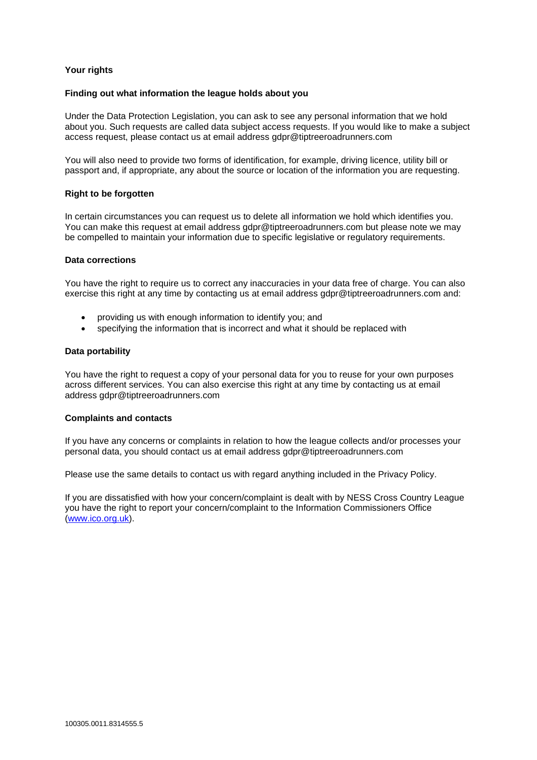**Your rights**

**Finding out what information the league holds about you**

Under the Data Protection Legislation, you can ask to see any personal information that we hold about you. Such requests are called data subject access requests. If you would like to make a subject access request, please contact us at email address gdpr@tiptreeroadrunners.com

You will also need to provide two forms of identification, for example, driving licence, utility bill or passport and, if appropriate, any about the source or location of the information you are requesting.

**Right to be forgotten**

In certain circumstances you can request us to delete all information we hold which identifies you. You can make this request at email address gdpr@tiptreeroadrunners.com but please note we may be compelled to maintain your information due to specific legislative or regulatory requirements.

**Data corrections**

You have the right to require us to correct any inaccuracies in your data free of charge. You can also exercise this right at any time by contacting us at email address gdpr@tiptreeroadrunners.com and:

- providing us with enough information to identify you; and
- specifying the information that is incorrect and what it should be replaced with

**Data portability**

You have the right to request a copy of your personal data for you to reuse for your own purposes across different services. You can also exercise this right at any time by contacting us at email address gdpr@tiptreeroadrunners.com

**Complaints and contacts**

If you have any concerns or complaints in relation to how the league collects and/or processes your personal data, you should contact us at email address gdpr@tiptreeroadrunners.com

Please use the same details to contact us with regard anything included in the Privacy Policy.

If you are dissatisfied with how your concern/complaint is dealt with by NESS Cross Country League you have the right to report your concern/complaint to the Information Commissioners Office (www.ico.org.uk).

100305.0011.8314555.5